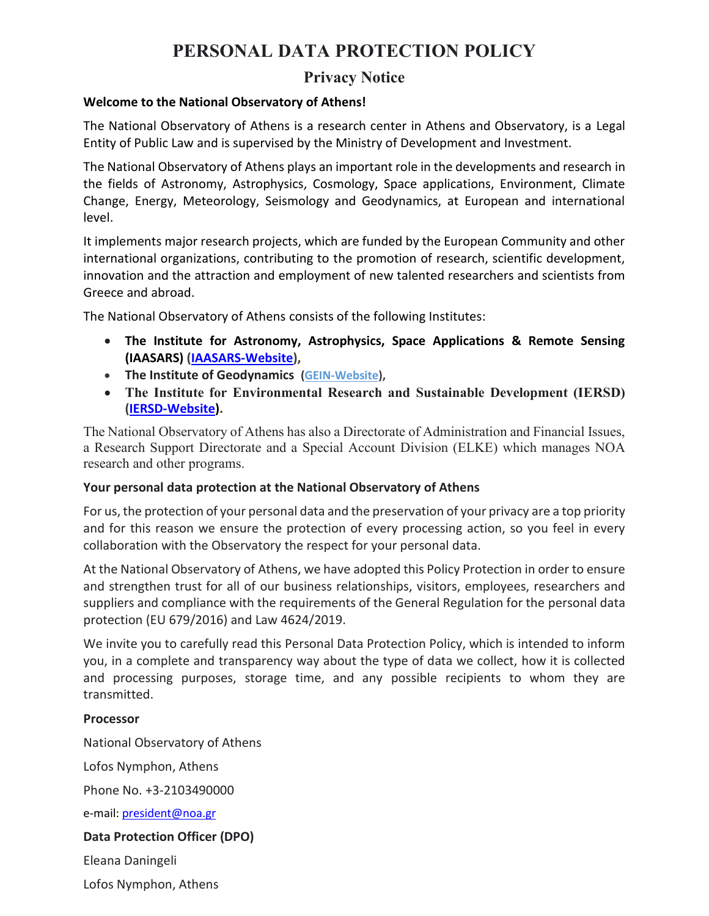# PERSONAL DATA PROTECTION POLICY

## Privacy Notice

**Welcome to the National Observatory of Athens!**

The National Observatory of Athens is a research center in Athens and Observatory, is a Legal Entity of Public Law and is supervised by the Ministry of Development and Investment.

The National Observatory of Athens plays an important role in the developments and research in the fields of Astronomy, Astrophysics, Cosmology, Space applications, Environment, Climate Change, Energy, Meteorology, Seismology and Geodynamics, at European and international level.

It implements major research projects, which are funded by the European Community and other international organizations, contributing to the promotion of research, scientific development, innovation and the attraction and employment of new talented researchers and scientists from Greece and abroad.

The National Observatory of Athens consists of the following Institutes:

- **The Institute for Astronomy, Astrophysics, Space Applications & Remote Sensing (IAASARS) (IAASARS-Website),**
- **The Institute of Geodynamics (GEIN-Website),**
- **The Institute for Environmental Research and Sustainable Development (IERSD) (IERSD-Website).**

The National Observatory of Athens has also a Directorate of Administration and Financial Issues, a Research Support Directorate and a Special Account Division (ELKE) which manages NOA research and other programs.

**Your personal data protection at the National Observatory of Athens**

For us, the protection of your personal data and the preservation of your privacy are a top priority and for this reason we ensure the protection of every processing action, so you feel in every collaboration with the Observatory the respect for your personal data.

At the National Observatory of Athens, we have adopted this Policy Protection in order to ensure and strengthen trust for all of our business relationships, visitors, employees, researchers and suppliers and compliance with the requirements of the General Regulation for the personal data protection (EU 679/2016) and Law 4624/2019.

We invite you to carefully read this Personal Data Protection Policy, which is intended to inform you, in a complete and transparency way about the type of data we collect, how it is collected and processing purposes, storage time, and any possible recipients to whom they are transmitted.

**Processor**

National Observatory of Athens

Lofos Nymphon, Athens

Phone No. +3-2103490000

e-mail: president@noa.gr

**Data Protection Officer (DPO)**

Eleana Daningeli

Lofos Nymphon, Athens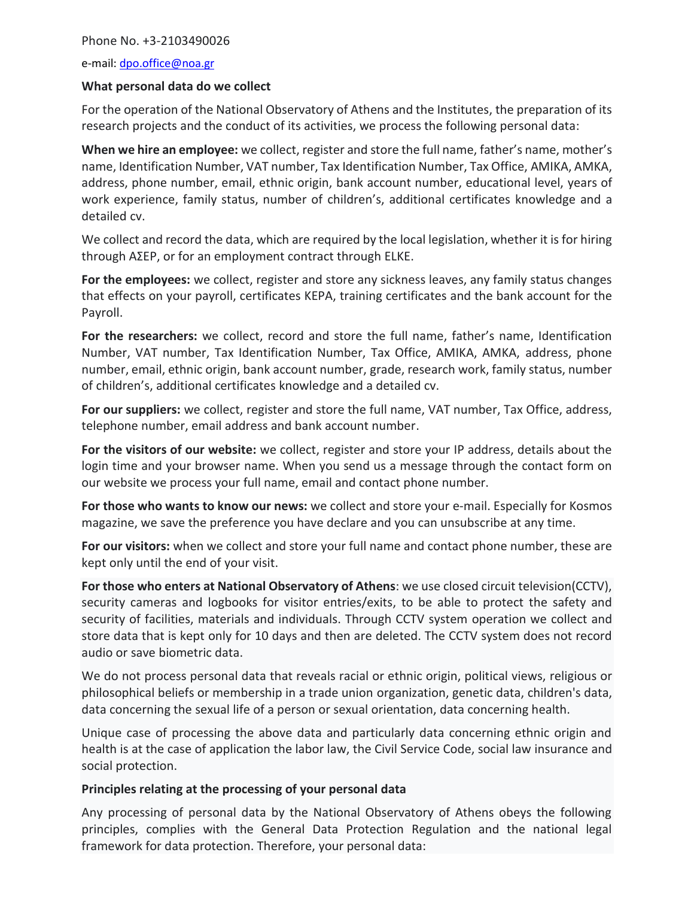Phone No. +3-2103490026

e-mail: dpo.office@noa.gr

**What personal data do we collect**

For the operation of the National Observatory of Athens and the Institutes, the preparation of its research projects and the conduct of its activities, we process the following personal data:

**When we hire an employee:** we collect, register and store the full name, father's name, mother's name, Identification Number, VAT number, Tax Identification Number, Tax Office, AMIKA, AMKA, address, phone number, email, ethnic origin, bank account number, educational level, years of work experience, family status, number of children's, additional certificates knowledge and a detailed cv.

We collect and record the data, which are required by the local legislation, whether it is for hiring through ΑΣΕΡ, or for an employment contract through ELKE.

**For the employees:** we collect, register and store any sickness leaves, any family status changes that effects on your payroll, certificates KEPA, training certificates and the bank account for the Payroll.

**For the researchers:** we collect, record and store the full name, father's name, Identification Number, VAT number, Tax Identification Number, Tax Office, AMIKA, AMKA, address, phone number, email, ethnic origin, bank account number, grade, research work, family status, number of children's, additional certificates knowledge and a detailed cv.

**For our suppliers:** we collect, register and store the full name, VAT number, Tax Office, address, telephone number, email address and bank account number.

**For the visitors of our website:** we collect, register and store your IP address, details about the login time and your browser name. When you send us a message through the contact form on our website we process your full name, email and contact phone number.

**For those who wants to know our news:** we collect and store your e-mail. Especially for Kosmos magazine, we save the preference you have declare and you can unsubscribe at any time.

**For our visitors:** when we collect and store your full name and contact phone number, these are kept only until the end of your visit.

**For those who enters at National Observatory of Athens**: we use closed circuit television(CCTV), security cameras and logbooks for visitor entries/exits, to be able to protect the safety and security of facilities, materials and individuals. Through CCTV system operation we collect and store data that is kept only for 10 days and then are deleted. The CCTV system does not record audio or save biometric data.

We do not process personal data that reveals racial or ethnic origin, political views, religious or philosophical beliefs or membership in a trade union organization, genetic data, children's data, data concerning the sexual life of a person or sexual orientation, data concerning health.

Unique case of processing the above data and particularly data concerning ethnic origin and health is at the case of application the labor law, the Civil Service Code, social law insurance and social protection.

**Principles relating at the processing of your personal data**

Any processing of personal data by the National Observatory of Athens obeys the following principles, complies with the General Data Protection Regulation and the national legal framework for data protection. Therefore, your personal data: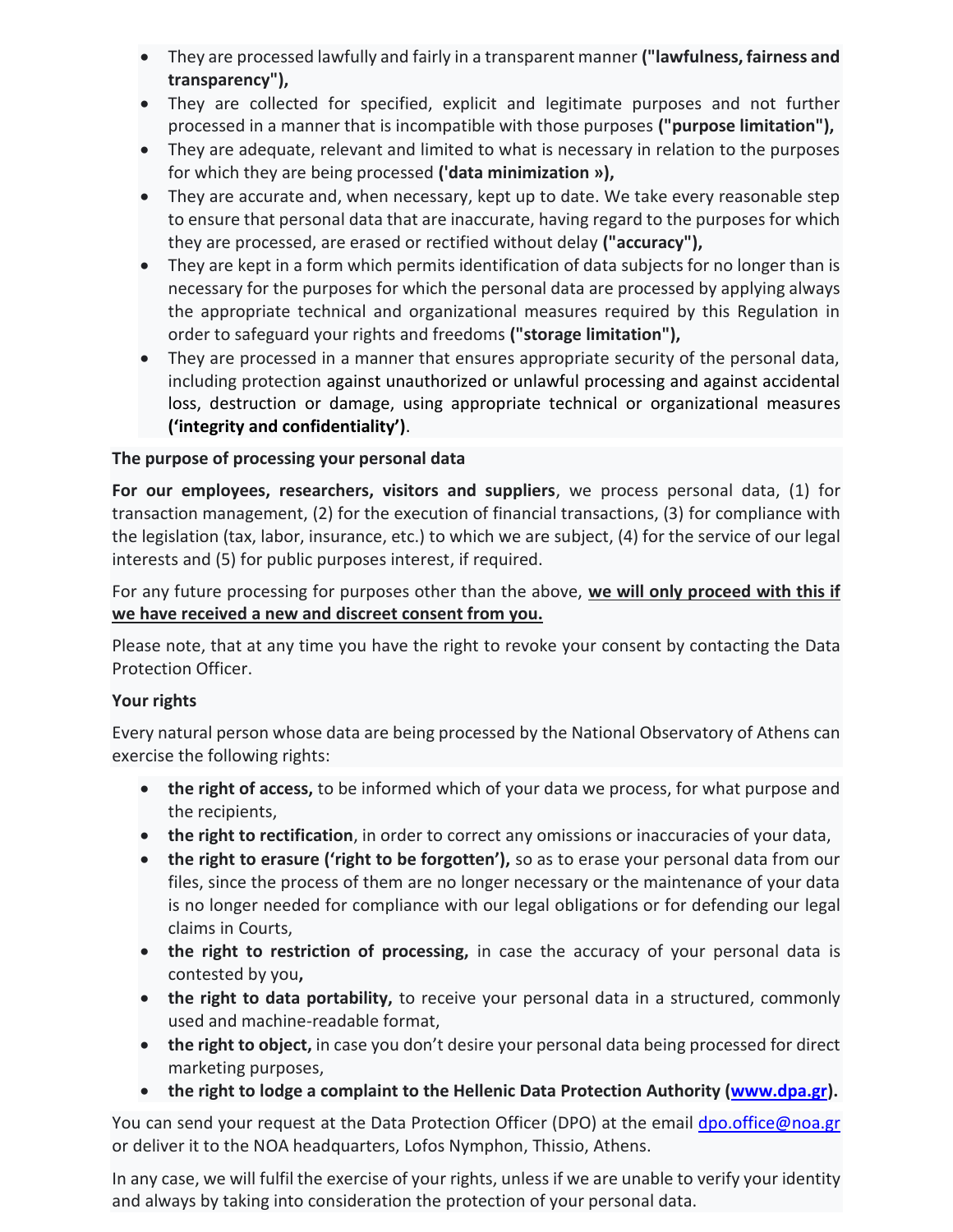- They are processed lawfully and fairly in a transparent manner **("lawfulness, fairness and transparency"),**
- They are collected for specified, explicit and legitimate purposes and not further processed in a manner that is incompatible with those purposes **("purpose limitation"),**
- They are adequate, relevant and limited to what is necessary in relation to the purposes for which they are being processed **('data minimization »),**
- They are accurate and, when necessary, kept up to date. We take every reasonable step to ensure that personal data that are inaccurate, having regard to the purposes for which they are processed, are erased or rectified without delay **("accuracy"),**
- They are kept in a form which permits identification of data subjects for no longer than is necessary for the purposes for which the personal data are processed by applying always the appropriate technical and organizational measures required by this Regulation in order to safeguard your rights and freedoms **("storage limitation"),**
- They are processed in a manner that ensures appropriate security of the personal data, including protection against unauthorized or unlawful processing and against accidental loss, destruction or damage, using appropriate technical or organizational measures **('integrity and confidentiality')**.

**The purpose of processing your personal data**

**For our employees, researchers, visitors and suppliers**, we process personal data, (1) for transaction management, (2) for the execution of financial transactions, (3) for compliance with the legislation (tax, labor, insurance, etc.) to which we are subject, (4) for the service of our legal interests and (5) for public purposes interest, if required.

For any future processing for purposes other than the above, **we will only proceed with this if we have received a new and discreet consent from you.**

Please note, that at any time you have the right to revoke your consent by contacting the Data Protection Officer.

**Your rights**

Every natural person whose data are being processed by the National Observatory of Athens can exercise the following rights:

- **the right of access,** to be informed which of your data we process, for what purpose and the recipients,
- **the right to rectification**, in order to correct any omissions or inaccuracies of your data,
- **the right to erasure ('right to be forgotten'),** so as to erase your personal data from our files, since the process of them are no longer necessary or the maintenance of your data is no longer needed for compliance with our legal obligations or for defending our legal claims in Courts,
- **the right to restriction of processing,** in case the accuracy of your personal data is contested by you**,**
- **the right to data portability,** to receive your personal data in a structured, commonly used and machine-readable format,
- **the right to object,** in case you don't desire your personal data being processed for direct marketing purposes,
- **the right to lodge a complaint to the Hellenic Data Protection Authority (www.dpa.gr).**

You can send your request at the Data Protection Officer (DPO) at the email dpo.office@noa.gr or deliver it to the NOA headquarters, Lofos Nymphon, Thissio, Athens.

In any case, we will fulfil the exercise of your rights, unless if we are unable to verify your identity and always by taking into consideration the protection of your personal data.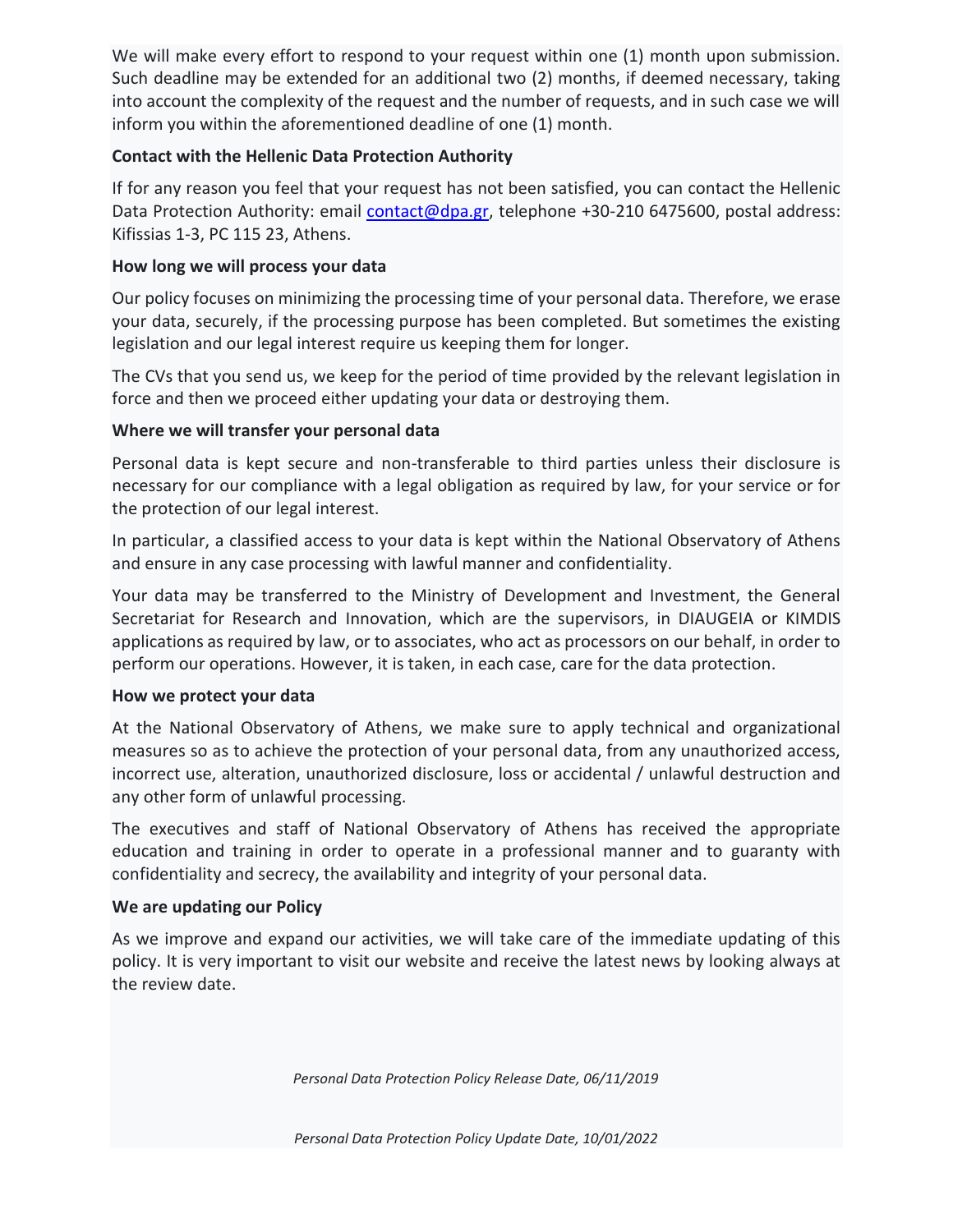We will make every effort to respond to your request within one (1) month upon submission. Such deadline may be extended for an additional two (2) months, if deemed necessary, taking into account the complexity of the request and the number of requests, and in such case we will inform you within the aforementioned deadline of one (1) month.

**Contact with the Hellenic Data Protection Authority**

If for any reason you feel that your request has not been satisfied, you can contact the Hellenic Data Protection Authority: email contact@dpa.gr, telephone +30-210 6475600, postal address: Kifissias 1-3, PC 115 23, Athens.

**How long we will process your data**

Our policy focuses on minimizing the processing time of your personal data. Therefore, we erase your data, securely, if the processing purpose has been completed. But sometimes the existing legislation and our legal interest require us keeping them for longer.

The CVs that you send us, we keep for the period of time provided by the relevant legislation in force and then we proceed either updating your data or destroying them.

**Where we will transfer your personal data**

Personal data is kept secure and non-transferable to third parties unless their disclosure is necessary for our compliance with a legal obligation as required by law, for your service or for the protection of our legal interest.

In particular, a classified access to your data is kept within the National Observatory of Athens and ensure in any case processing with lawful manner and confidentiality.

Your data may be transferred to the Ministry of Development and Investment, the General Secretariat for Research and Innovation, which are the supervisors, in DIAUGEIA or KIMDIS applications as required by law, or to associates, who act as processors on our behalf, in order to perform our operations. However, it is taken, in each case, care for the data protection.

**How we protect your data**

At the National Observatory of Athens, we make sure to apply technical and organizational measures so as to achieve the protection of your personal data, from any unauthorized access, incorrect use, alteration, unauthorized disclosure, loss or accidental / unlawful destruction and any other form of unlawful processing.

The executives and staff of National Observatory of Athens has received the appropriate education and training in order to operate in a professional manner and to guaranty with confidentiality and secrecy, the availability and integrity of your personal data.

**We are updating our Policy**

As we improve and expand our activities, we will take care of the immediate updating of this policy. It is very important to visit our website and receive the latest news by looking always at the review date.

*Personal Data Protection Policy Release Date, 06/11/2019*

*Personal Data Protection Policy Update Date, 10/01/2022*